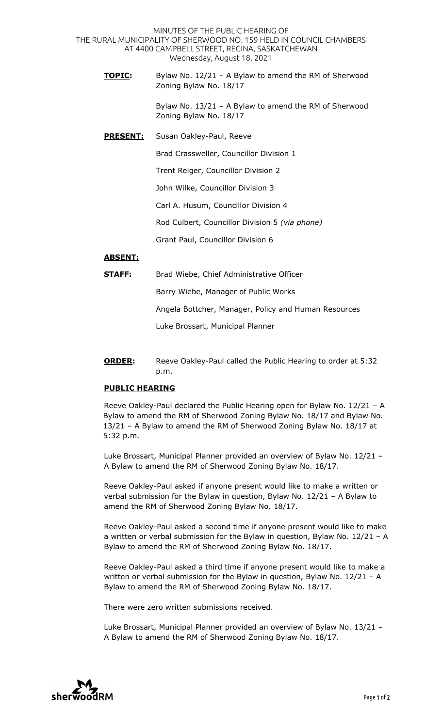MINUTES OF THE PUBLIC HEARING OF
THE RURAL MUNICIPALITY OF SHERWOOD NO. 159 HELD IN COUNCIL CHAMBERS
AT 4400 CAMPBELL STREET, REGINA, SASKATCHEWAN
Wednesday, August 18, 2021

**TOPIC:** Bylaw No. 12/21 – A Bylaw to amend the RM of Sherwood Zoning Bylaw No. 18/17

Bylaw No. 13/21 – A Bylaw to amend the RM of Sherwood Zoning Bylaw No. 18/17

**PRESENT:** Susan Oakley-Paul, Reeve

Brad Crassweller, Councillor Division 1

Trent Reiger, Councillor Division 2

John Wilke, Councillor Division 3

Carl A. Husum, Councillor Division 4

Rod Culbert, Councillor Division 5 *(via phone)*

Grant Paul, Councillor Division 6

**ABSENT:**

**STAFF:** Brad Wiebe, Chief Administrative Officer

Barry Wiebe, Manager of Public Works

Angela Bottcher, Manager, Policy and Human Resources

Luke Brossart, Municipal Planner

**ORDER:** Reeve Oakley-Paul called the Public Hearing to order at 5:32 p.m.

**PUBLIC HEARING**

Reeve Oakley-Paul declared the Public Hearing open for Bylaw No. 12/21 – A Bylaw to amend the RM of Sherwood Zoning Bylaw No. 18/17 and Bylaw No. 13/21 – A Bylaw to amend the RM of Sherwood Zoning Bylaw No. 18/17 at 5:32 p.m.

Luke Brossart, Municipal Planner provided an overview of Bylaw No. 12/21 – A Bylaw to amend the RM of Sherwood Zoning Bylaw No. 18/17.

Reeve Oakley-Paul asked if anyone present would like to make a written or verbal submission for the Bylaw in question, Bylaw No. 12/21 – A Bylaw to amend the RM of Sherwood Zoning Bylaw No. 18/17.

Reeve Oakley-Paul asked a second time if anyone present would like to make a written or verbal submission for the Bylaw in question, Bylaw No. 12/21 – A Bylaw to amend the RM of Sherwood Zoning Bylaw No. 18/17.

Reeve Oakley-Paul asked a third time if anyone present would like to make a written or verbal submission for the Bylaw in question, Bylaw No. 12/21 – A Bylaw to amend the RM of Sherwood Zoning Bylaw No. 18/17.

There were zero written submissions received.

Luke Brossart, Municipal Planner provided an overview of Bylaw No. 13/21 – A Bylaw to amend the RM of Sherwood Zoning Bylaw No. 18/17.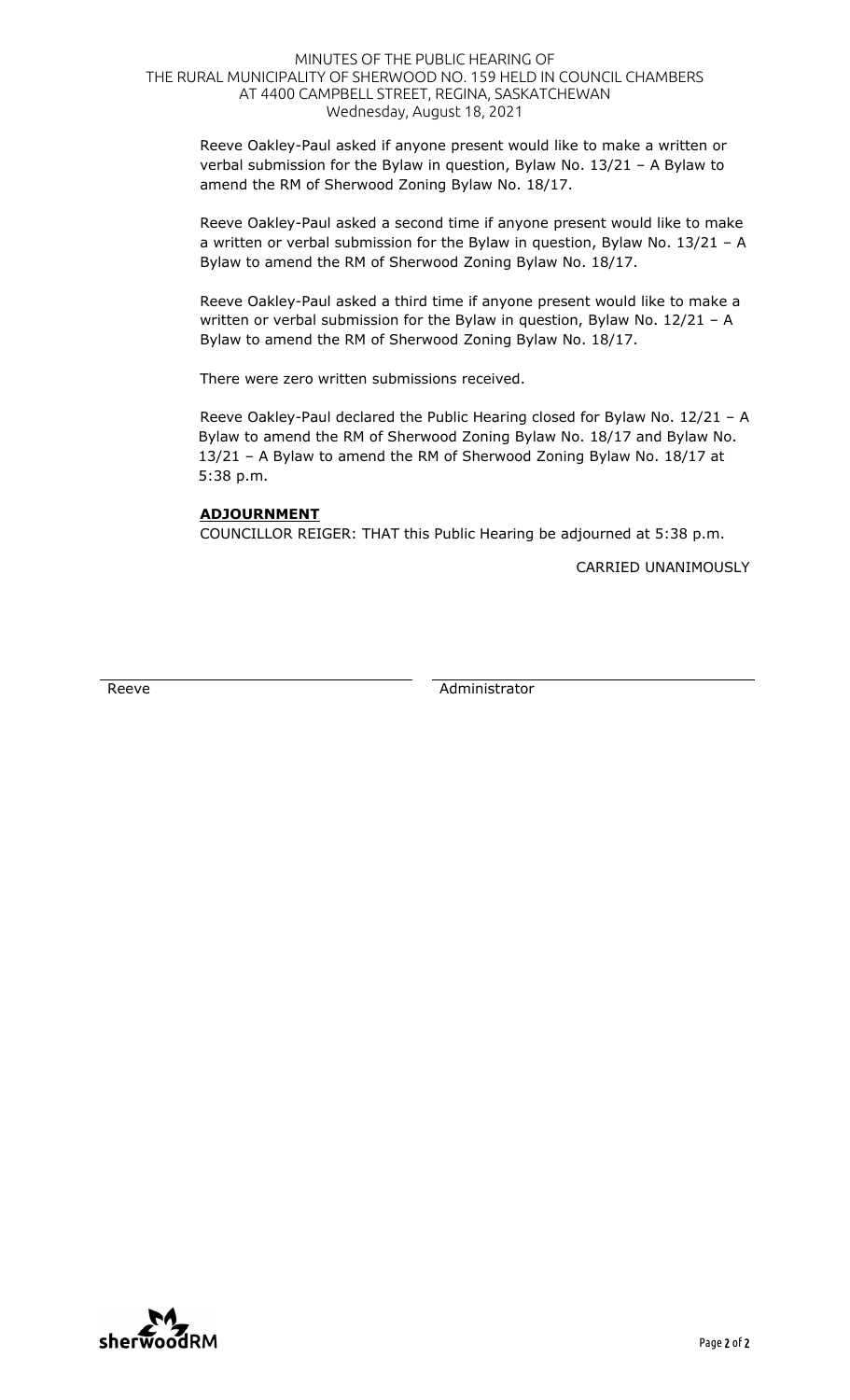Reeve Oakley-Paul asked if anyone present would like to make a written or verbal submission for the Bylaw in question, Bylaw No. 13/21 – A Bylaw to amend the RM of Sherwood Zoning Bylaw No. 18/17.

Reeve Oakley-Paul asked a second time if anyone present would like to make a written or verbal submission for the Bylaw in question, Bylaw No. 13/21 – A Bylaw to amend the RM of Sherwood Zoning Bylaw No. 18/17.

Reeve Oakley-Paul asked a third time if anyone present would like to make a written or verbal submission for the Bylaw in question, Bylaw No. 12/21 – A Bylaw to amend the RM of Sherwood Zoning Bylaw No. 18/17.

There were zero written submissions received.

Reeve Oakley-Paul declared the Public Hearing closed for Bylaw No. 12/21 – A Bylaw to amend the RM of Sherwood Zoning Bylaw No. 18/17 and Bylaw No. 13/21 – A Bylaw to amend the RM of Sherwood Zoning Bylaw No. 18/17 at 5:38 p.m.

**ADJOURNMENT**

COUNCILLOR REIGER: THAT this Public Hearing be adjourned at 5:38 p.m.

CARRIED UNANIMOUSLY

Reeve

Administrator